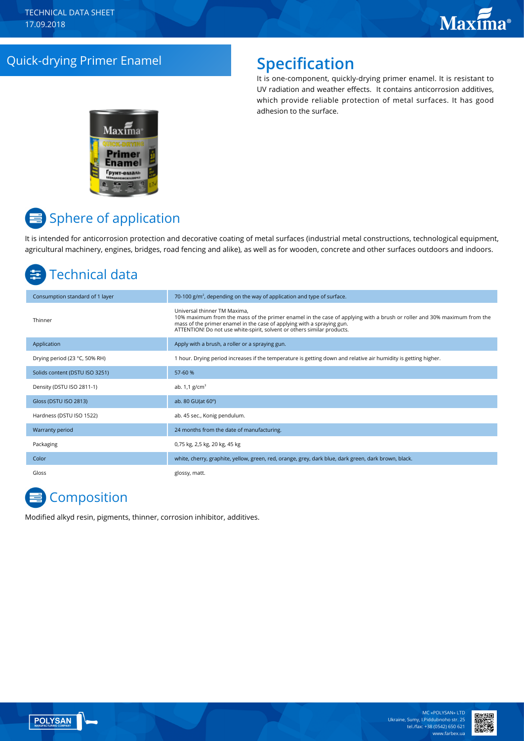TECHNICAL DATA SHEET
17.09.2018

# Quick-drying Primer Enamel

## Specification

It is one-component, quickly-drying primer enamel. It is resistant to UV radiation and weather effects. It contains anticorrosion additives, which provide reliable protection of metal surfaces. It has good adhesion to the surface.

## Sphere of application

It is intended for anticorrosion protection and decorative coating of metal surfaces (industrial metal constructions, technological equipment, agricultural machinery, engines, bridges, road fencing and alike), as well as for wooden, concrete and other surfaces outdoors and indoors.

## Technical data

| | |
|---|---|
| Consumption standard of 1 layer | 70-100 g/m$^2$, depending on the way of application and type of surface. |
| Thinner | Universal thinner TM Maxima, 10% maximum from the mass of the primer enamel in the case of applying with a brush or roller and 30% maximum from the mass of the primer enamel in the case of applying with a spraying gun. ATTENTION! Do not use white-spirit, solvent or others similar products. |
| Application | Apply with a brush, a roller or a spraying gun. |
| Drying period (23 °C, 50% RH) | 1 hour. Drying period increases if the temperature is getting down and relative air humidity is getting higher. |
| Solids content (DSTU ISO 3251) | 57-60 % |
| Density (DSTU ISO 2811-1) | ab. 1,1 g/cm$^3$ |
| Gloss (DSTU ISO 2813) | ab. 80 GU(at 60º) |
| Hardness (DSTU ISO 1522) | ab. 45 sec., Konig pendulum. |
| Warranty period | 24 months from the date of manufacturing. |
| Packaging | 0,75 kg, 2,5 kg, 20 kg, 45 kg |
| Color | white, cherry, graphite, yellow, green, red, orange, grey, dark blue, dark green, dark brown, black. |
| Gloss | glossy, matt. |

## Composition

Modified alkyd resin, pigments, thinner, corrosion inhibitor, additives.

MC «POLYSAN» LTD
Ukraine, Sumy, I.Piddubnoho str. 25
tel./fax: +38 (0542) 650 621
www.farbex.ua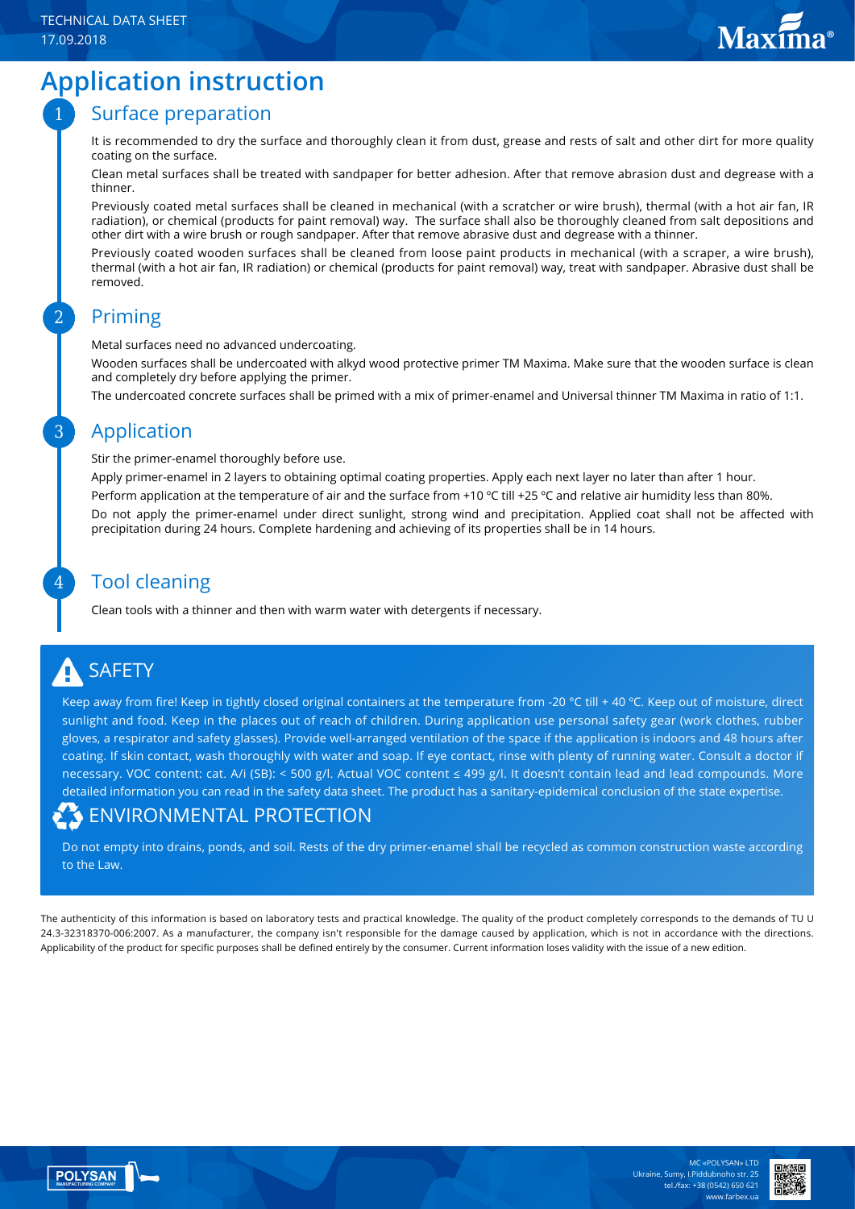# Application instruction

## 1 Surface preparation

It is recommended to dry the surface and thoroughly clean it from dust, grease and rests of salt and other dirt for more quality coating on the surface.

Clean metal surfaces shall be treated with sandpaper for better adhesion. After that remove abrasion dust and degrease with a thinner.

Previously coated metal surfaces shall be cleaned in mechanical (with a scratcher or wire brush), thermal (with a hot air fan, IR radiation), or chemical (products for paint removal) way. The surface shall also be thoroughly cleaned from salt depositions and other dirt with a wire brush or rough sandpaper. After that remove abrasive dust and degrease with a thinner.

Previously coated wooden surfaces shall be cleaned from loose paint products in mechanical (with a scraper, a wire brush), thermal (with a hot air fan, IR radiation) or chemical (products for paint removal) way, treat with sandpaper. Abrasive dust shall be removed.

## 2 Priming

Metal surfaces need no advanced undercoating.

Wooden surfaces shall be undercoated with alkyd wood protective primer TM Maxima. Make sure that the wooden surface is clean and completely dry before applying the primer.

The undercoated concrete surfaces shall be primed with a mix of primer-enamel and Universal thinner TM Maxima in ratio of 1:1.

## 3 Application

Stir the primer-enamel thoroughly before use.

Apply primer-enamel in 2 layers to obtaining optimal coating properties. Apply each next layer no later than after 1 hour.

Perform application at the temperature of air and the surface from +10 ºC till +25 ºC and relative air humidity less than 80%.

Do not apply the primer-enamel under direct sunlight, strong wind and precipitation. Applied coat shall not be affected with precipitation during 24 hours. Complete hardening and achieving of its properties shall be in 14 hours.

## 4 Tool cleaning

Clean tools with a thinner and then with warm water with detergents if necessary.

## SAFETY

Keep away from fire! Keep in tightly closed original containers at the temperature from -20 °C till + 40 °C. Keep out of moisture, direct sunlight and food. Keep in the places out of reach of children. During application use personal safety gear (work clothes, rubber gloves, a respirator and safety glasses). Provide well-arranged ventilation of the space if the application is indoors and 48 hours after coating. If skin contact, wash thoroughly with water and soap. If eye contact, rinse with plenty of running water. Consult a doctor if necessary. VOC content: cat. A/i (SB): < 500 g/l. Actual VOC content ≤ 499 g/l. It doesn't contain lead and lead compounds. More detailed information you can read in the safety data sheet. The product has a sanitary-epidemical conclusion of the state expertise.

## ENVIRONMENTAL PROTECTION

Do not empty into drains, ponds, and soil. Rests of the dry primer-enamel shall be recycled as common construction waste according to the Law.

The authenticity of this information is based on laboratory tests and practical knowledge. The quality of the product completely corresponds to the demands of TU U 24.3-32318370-006:2007. As a manufacturer, the company isn't responsible for the damage caused by application, which is not in accordance with the directions. Applicability of the product for specific purposes shall be defined entirely by the consumer. Current information loses validity with the issue of a new edition.

MC «POLYSAN» LTD
Ukraine, Sumy, I.Piddubnoho str. 25
tel./fax: +38 (0542) 650 621
www.farbex.ua